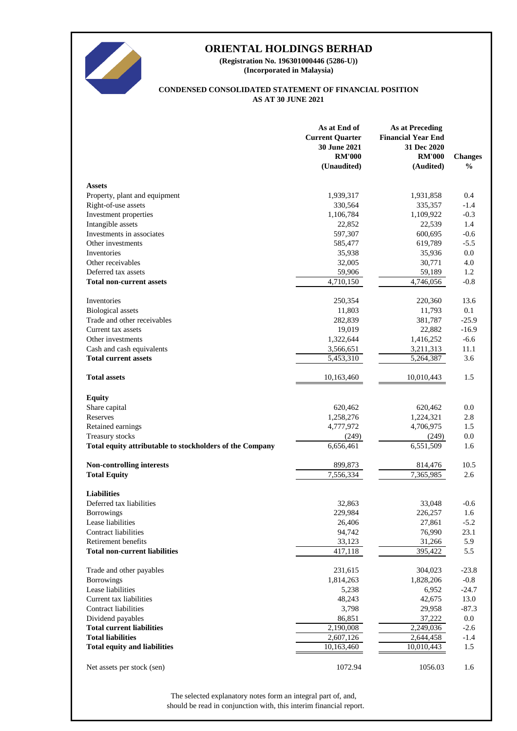# ORIENTAL HOLDINGS BERHAD

**(Registration No. 196301000446 (5286-U))**
**(Incorporated in Malaysia)**

**CONDENSED CONSOLIDATED STATEMENT OF FINANCIAL POSITION**
**AS AT 30 JUNE 2021**

| | As at End of Current Quarter 30 June 2021 RM'000 (Unaudited) | As at Preceding Financial Year End 31 Dec 2020 RM'000 (Audited) | Changes % |
|---|---|---|---|
| **Assets** | | | |
| Property, plant and equipment | 1,939,317 | 1,931,858 | 0.4 |
| Right-of-use assets | 330,564 | 335,357 | -1.4 |
| Investment properties | 1,106,784 | 1,109,922 | -0.3 |
| Intangible assets | 22,852 | 22,539 | 1.4 |
| Investments in associates | 597,307 | 600,695 | -0.6 |
| Other investments | 585,477 | 619,789 | -5.5 |
| Inventories | 35,938 | 35,936 | 0.0 |
| Other receivables | 32,005 | 30,771 | 4.0 |
| Deferred tax assets | 59,906 | 59,189 | 1.2 |
| **Total non-current assets** | 4,710,150 | 4,746,056 | -0.8 |
| Inventories | 250,354 | 220,360 | 13.6 |
| Biological assets | 11,803 | 11,793 | 0.1 |
| Trade and other receivables | 282,839 | 381,787 | -25.9 |
| Current tax assets | 19,019 | 22,882 | -16.9 |
| Other investments | 1,322,644 | 1,416,252 | -6.6 |
| Cash and cash equivalents | 3,566,651 | 3,211,313 | 11.1 |
| **Total current assets** | 5,453,310 | 5,264,387 | 3.6 |
| **Total assets** | 10,163,460 | 10,010,443 | 1.5 |
| **Equity** | | | |
| Share capital | 620,462 | 620,462 | 0.0 |
| Reserves | 1,258,276 | 1,224,321 | 2.8 |
| Retained earnings | 4,777,972 | 4,706,975 | 1.5 |
| Treasury stocks | (249) | (249) | 0.0 |
| **Total equity attributable to stockholders of the Company** | 6,656,461 | 6,551,509 | 1.6 |
| **Non-controlling interests** | 899,873 | 814,476 | 10.5 |
| **Total Equity** | 7,556,334 | 7,365,985 | 2.6 |
| **Liabilities** | | | |
| Deferred tax liabilities | 32,863 | 33,048 | -0.6 |
| Borrowings | 229,984 | 226,257 | 1.6 |
| Lease liabilities | 26,406 | 27,861 | -5.2 |
| Contract liabilities | 94,742 | 76,990 | 23.1 |
| Retirement benefits | 33,123 | 31,266 | 5.9 |
| **Total non-current liabilities** | 417,118 | 395,422 | 5.5 |
| Trade and other payables | 231,615 | 304,023 | -23.8 |
| Borrowings | 1,814,263 | 1,828,206 | -0.8 |
| Lease liabilities | 5,238 | 6,952 | -24.7 |
| Current tax liabilities | 48,243 | 42,675 | 13.0 |
| Contract liabilities | 3,798 | 29,958 | -87.3 |
| Dividend payables | 86,851 | 37,222 | 0.0 |
| **Total current liabilities** | 2,190,008 | 2,249,036 | -2.6 |
| **Total liabilities** | 2,607,126 | 2,644,458 | -1.4 |
| **Total equity and liabilities** | 10,163,460 | 10,010,443 | 1.5 |
| Net assets per stock (sen) | 1072.94 | 1056.03 | 1.6 |

The selected explanatory notes form an integral part of, and, should be read in conjunction with, this interim financial report.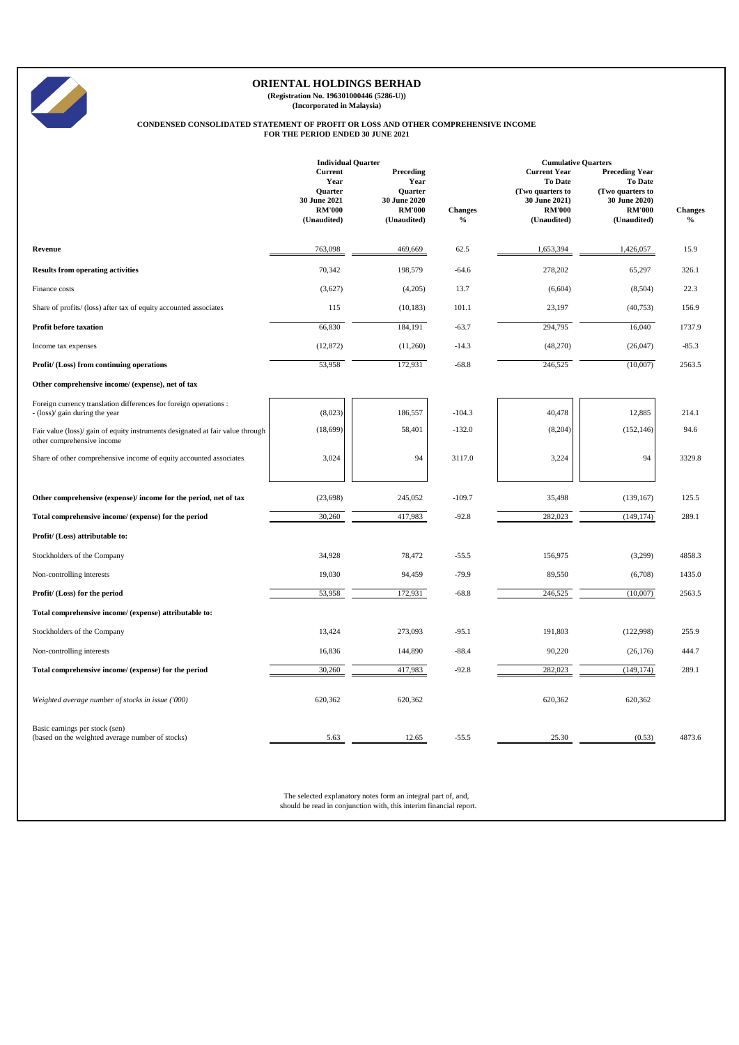# ORIENTAL HOLDINGS BERHAD

**(Registration No. 196301000446 (5286-U))**

**(Incorporated in Malaysia)**

## CONDENSED CONSOLIDATED STATEMENT OF PROFIT OR LOSS AND OTHER COMPREHENSIVE INCOME FOR THE PERIOD ENDED 30 JUNE 2021

| | Individual Quarter | | | Cumulative Quarters | | |
|---|---|---|---|---|---|---|
| | Current Year Quarter 30 June 2021 RM'000 (Unaudited) | Preceding Year Quarter 30 June 2020 RM'000 (Unaudited) | Changes % | Current Year To Date (Two quarters to 30 June 2021) RM'000 (Unaudited) | Preceding Year To Date (Two quarters to 30 June 2020) RM'000 (Unaudited) | Changes % |
| **Revenue** | 763,098 | 469,669 | 62.5 | 1,653,394 | 1,426,057 | 15.9 |
| **Results from operating activities** | 70,342 | 198,579 | -64.6 | 278,202 | 65,297 | 326.1 |
| Finance costs | (3,627) | (4,205) | 13.7 | (6,604) | (8,504) | 22.3 |
| Share of profits/ (loss) after tax of equity accounted associates | 115 | (10,183) | 101.1 | 23,197 | (40,753) | 156.9 |
| **Profit before taxation** | 66,830 | 184,191 | -63.7 | 294,795 | 16,040 | 1737.9 |
| Income tax expenses | (12,872) | (11,260) | -14.3 | (48,270) | (26,047) | -85.3 |
| **Profit/ (Loss) from continuing operations** | 53,958 | 172,931 | -68.8 | 246,525 | (10,007) | 2563.5 |
| **Other comprehensive income/ (expense), net of tax** | | | | | | |
| Foreign currency translation differences for foreign operations : - (loss)/ gain during the year | (8,023) | 186,557 | -104.3 | 40,478 | 12,885 | 214.1 |
| Fair value (loss)/ gain of equity instruments designated at fair value through other comprehensive income | (18,699) | 58,401 | -132.0 | (8,204) | (152,146) | 94.6 |
| Share of other comprehensive income of equity accounted associates | 3,024 | 94 | 3117.0 | 3,224 | 94 | 3329.8 |
| **Other comprehensive (expense)/ income for the period, net of tax** | (23,698) | 245,052 | -109.7 | 35,498 | (139,167) | 125.5 |
| **Total comprehensive income/ (expense) for the period** | 30,260 | 417,983 | -92.8 | 282,023 | (149,174) | 289.1 |
| **Profit/ (Loss) attributable to:** | | | | | | |
| Stockholders of the Company | 34,928 | 78,472 | -55.5 | 156,975 | (3,299) | 4858.3 |
| Non-controlling interests | 19,030 | 94,459 | -79.9 | 89,550 | (6,708) | 1435.0 |
| **Profit/ (Loss) for the period** | 53,958 | 172,931 | -68.8 | 246,525 | (10,007) | 2563.5 |
| **Total comprehensive income/ (expense) attributable to:** | | | | | | |
| Stockholders of the Company | 13,424 | 273,093 | -95.1 | 191,803 | (122,998) | 255.9 |
| Non-controlling interests | 16,836 | 144,890 | -88.4 | 90,220 | (26,176) | 444.7 |
| **Total comprehensive income/ (expense) for the period** | 30,260 | 417,983 | -92.8 | 282,023 | (149,174) | 289.1 |
| *Weighted average number of stocks in issue ('000)* | 620,362 | 620,362 | | 620,362 | 620,362 | |
| Basic earnings per stock (sen) (based on the weighted average number of stocks) | 5.63 | 12.65 | -55.5 | 25.30 | (0.53) | 4873.6 |

The selected explanatory notes form an integral part of, and, should be read in conjunction with, this interim financial report.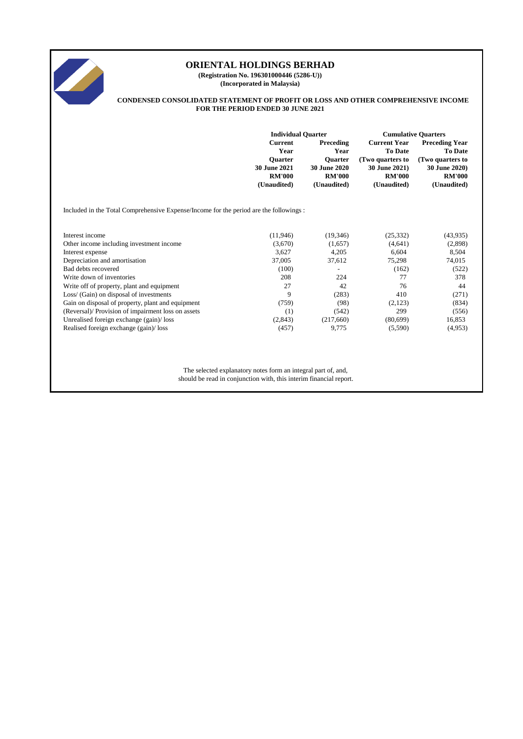# ORIENTAL HOLDINGS BERHAD

**(Registration No. 196301000446 (5286-U))**
**(Incorporated in Malaysia)**

**CONDENSED CONSOLIDATED STATEMENT OF PROFIT OR LOSS AND OTHER COMPREHENSIVE INCOME FOR THE PERIOD ENDED 30 JUNE 2021**

| | Individual Quarter | | Cumulative Quarters | |
|---|---|---|---|---|
| | Current Year Quarter 30 June 2021 RM'000 (Unaudited) | Preceding Year Quarter 30 June 2020 RM'000 (Unaudited) | Current Year To Date (Two quarters to 30 June 2021) RM'000 (Unaudited) | Preceding Year To Date (Two quarters to 30 June 2020) RM'000 (Unaudited) |
| Included in the Total Comprehensive Expense/Income for the period are the followings : | | | | |
| Interest income | (11,946) | (19,346) | (25,332) | (43,935) |
| Other income including investment income | (3,670) | (1,657) | (4,641) | (2,898) |
| Interest expense | 3,627 | 4,205 | 6,604 | 8,504 |
| Depreciation and amortisation | 37,005 | 37,612 | 75,298 | 74,015 |
| Bad debts recovered | (100) | - | (162) | (522) |
| Write down of inventories | 208 | 224 | 77 | 378 |
| Write off of property, plant and equipment | 27 | 42 | 76 | 44 |
| Loss/ (Gain) on disposal of investments | 9 | (283) | 410 | (271) |
| Gain on disposal of property, plant and equipment | (759) | (98) | (2,123) | (834) |
| (Reversal)/ Provision of impairment loss on assets | (1) | (542) | 299 | (556) |
| Unrealised foreign exchange (gain)/ loss | (2,843) | (217,660) | (80,699) | 16,853 |
| Realised foreign exchange (gain)/ loss | (457) | 9,775 | (5,590) | (4,953) |

The selected explanatory notes form an integral part of, and, should be read in conjunction with, this interim financial report.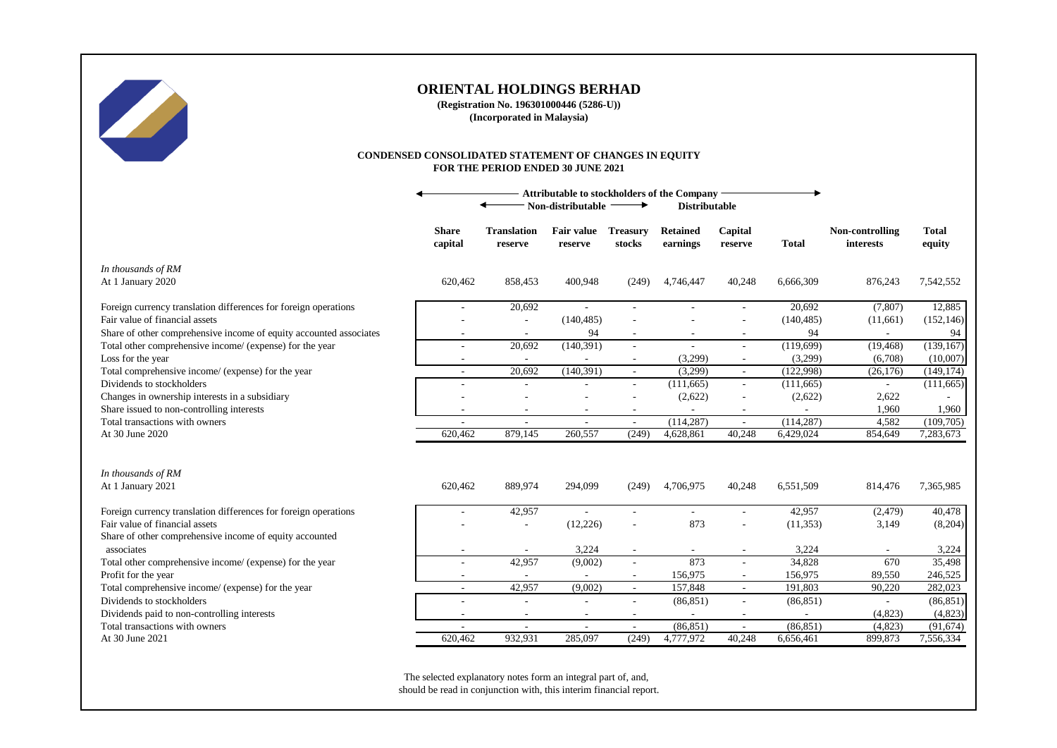# ORIENTAL HOLDINGS BERHAD

**(Registration No. 196301000446 (5286-U))**
**(Incorporated in Malaysia)**

## CONDENSED CONSOLIDATED STATEMENT OF CHANGES IN EQUITY
**FOR THE PERIOD ENDED 30 JUNE 2021**

| | Attributable to stockholders of the Company | | | | | | | | |
|---|---|---|---|---|---|---|---|---|---|
| | | Non-distributable | | | Distributable | | | | |
| | **Share capital** | **Translation reserve** | **Fair value reserve** | **Treasury stocks** | **Retained earnings** | **Capital reserve** | **Total** | **Non-controlling interests** | **Total equity** |
| *In thousands of RM* | | | | | | | | | |
| At 1 January 2020 | 620,462 | 858,453 | 400,948 | (249) | 4,746,447 | 40,248 | 6,666,309 | 876,243 | 7,542,552 |
| Foreign currency translation differences for foreign operations | - | 20,692 | - | - | - | - | 20,692 | (7,807) | 12,885 |
| Fair value of financial assets | - | - | (140,485) | - | - | - | (140,485) | (11,661) | (152,146) |
| Share of other comprehensive income of equity accounted associates | - | - | 94 | - | - | - | 94 | - | 94 |
| Total other comprehensive income/ (expense) for the year | - | 20,692 | (140,391) | - | - | - | (119,699) | (19,468) | (139,167) |
| Loss for the year | - | - | - | - | (3,299) | - | (3,299) | (6,708) | (10,007) |
| Total comprehensive income/ (expense) for the year | - | 20,692 | (140,391) | - | (3,299) | - | (122,998) | (26,176) | (149,174) |
| Dividends to stockholders | - | - | - | - | (111,665) | - | (111,665) | - | (111,665) |
| Changes in ownership interests in a subsidiary | - | - | - | - | (2,622) | - | (2,622) | 2,622 | - |
| Share issued to non-controlling interests | - | - | - | - | - | - | - | 1,960 | 1,960 |
| Total transactions with owners | - | - | - | - | (114,287) | - | (114,287) | 4,582 | (109,705) |
| At 30 June 2020 | 620,462 | 879,145 | 260,557 | (249) | 4,628,861 | 40,248 | 6,429,024 | 854,649 | 7,283,673 |
| | | | | | | | | | |
| *In thousands of RM* | | | | | | | | | |
| At 1 January 2021 | 620,462 | 889,974 | 294,099 | (249) | 4,706,975 | 40,248 | 6,551,509 | 814,476 | 7,365,985 |
| Foreign currency translation differences for foreign operations | - | 42,957 | - | - | - | - | 42,957 | (2,479) | 40,478 |
| Fair value of financial assets | - | - | (12,226) | - | 873 | - | (11,353) | 3,149 | (8,204) |
| Share of other comprehensive income of equity accounted associates | - | - | 3,224 | - | - | - | 3,224 | - | 3,224 |
| Total other comprehensive income/ (expense) for the year | - | 42,957 | (9,002) | - | 873 | - | 34,828 | 670 | 35,498 |
| Profit for the year | - | - | - | - | 156,975 | - | 156,975 | 89,550 | 246,525 |
| Total comprehensive income/ (expense) for the year | - | 42,957 | (9,002) | - | 157,848 | - | 191,803 | 90,220 | 282,023 |
| Dividends to stockholders | - | - | - | - | (86,851) | - | (86,851) | - | (86,851) |
| Dividends paid to non-controlling interests | - | - | - | - | - | - | - | (4,823) | (4,823) |
| Total transactions with owners | - | - | - | - | (86,851) | - | (86,851) | (4,823) | (91,674) |
| At 30 June 2021 | 620,462 | 932,931 | 285,097 | (249) | 4,777,972 | 40,248 | 6,656,461 | 899,873 | 7,556,334 |

The selected explanatory notes form an integral part of, and, should be read in conjunction with, this interim financial report.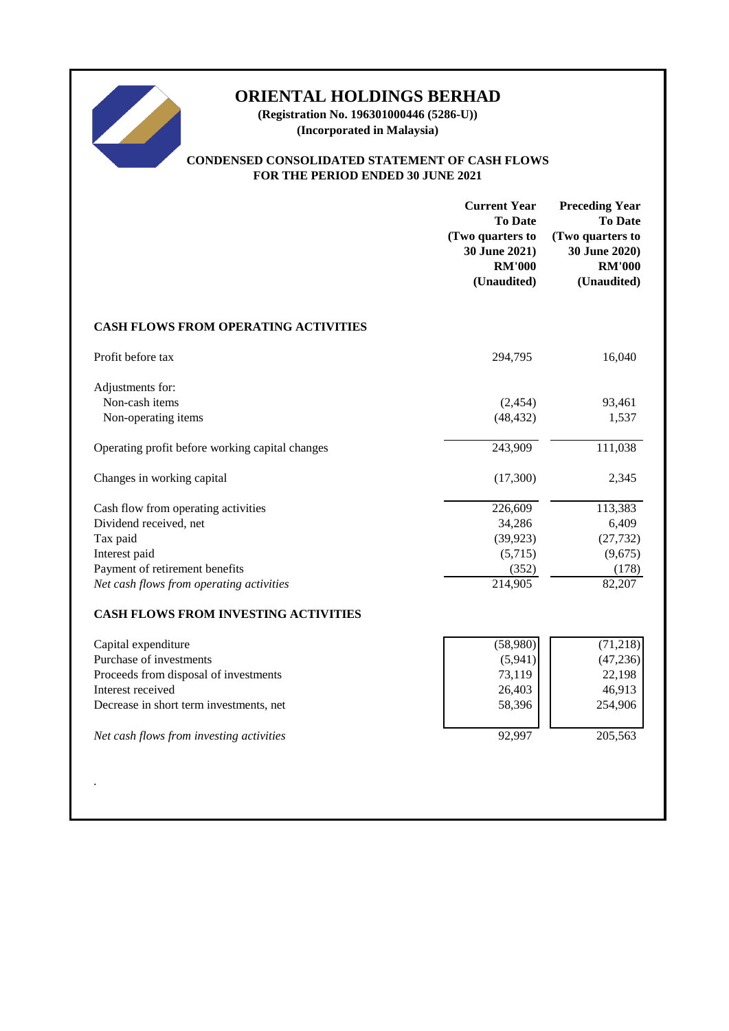# ORIENTAL HOLDINGS BERHAD

**(Registration No. 196301000446 (5286-U))**
**(Incorporated in Malaysia)**

## CONDENSED CONSOLIDATED STATEMENT OF CASH FLOWS
## FOR THE PERIOD ENDED 30 JUNE 2021

| | Current Year To Date (Two quarters to 30 June 2021) RM'000 (Unaudited) | Preceding Year To Date (Two quarters to 30 June 2020) RM'000 (Unaudited) |
|---|---|---|
| **CASH FLOWS FROM OPERATING ACTIVITIES** | | |
| Profit before tax | 294,795 | 16,040 |
| Adjustments for: | | |
| Non-cash items | (2,454) | 93,461 |
| Non-operating items | (48,432) | 1,537 |
| Operating profit before working capital changes | 243,909 | 111,038 |
| Changes in working capital | (17,300) | 2,345 |
| Cash flow from operating activities | 226,609 | 113,383 |
| Dividend received, net | 34,286 | 6,409 |
| Tax paid | (39,923) | (27,732) |
| Interest paid | (5,715) | (9,675) |
| Payment of retirement benefits | (352) | (178) |
| *Net cash flows from operating activities* | 214,905 | 82,207 |
| **CASH FLOWS FROM INVESTING ACTIVITIES** | | |
| Capital expenditure | (58,980) | (71,218) |
| Purchase of investments | (5,941) | (47,236) |
| Proceeds from disposal of investments | 73,119 | 22,198 |
| Interest received | 26,403 | 46,913 |
| Decrease in short term investments, net | 58,396 | 254,906 |
| *Net cash flows from investing activities* | 92,997 | 205,563 |

.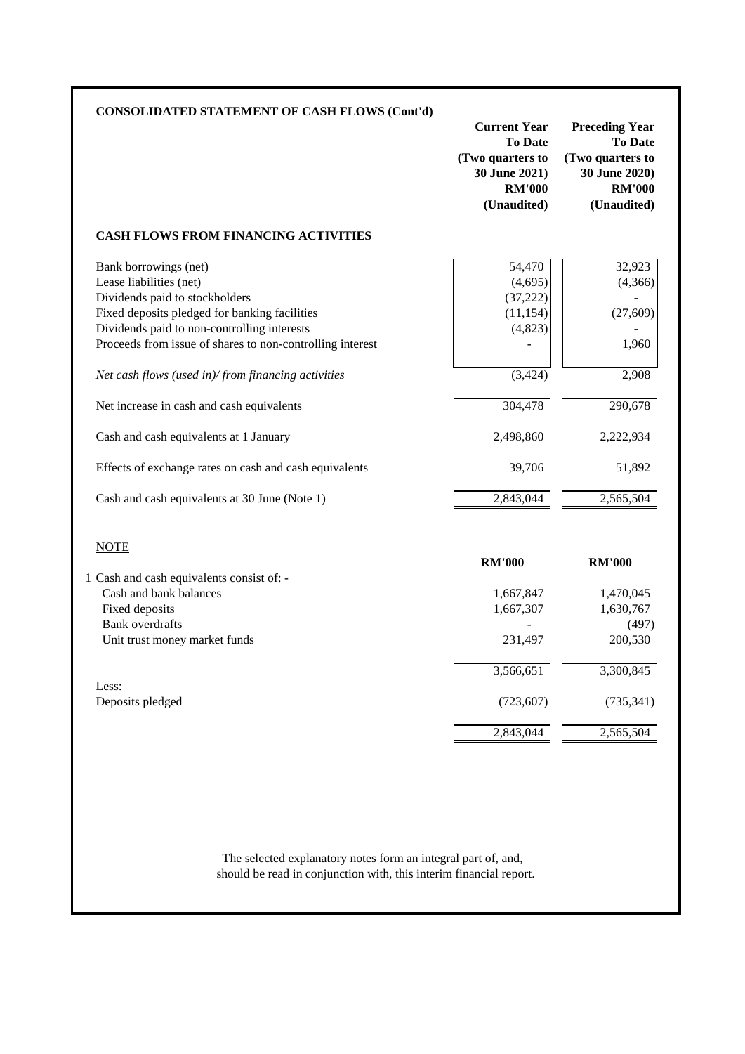**CONSOLIDATED STATEMENT OF CASH FLOWS (Cont'd)**

| | Current Year To Date (Two quarters to 30 June 2021) RM'000 (Unaudited) | Preceding Year To Date (Two quarters to 30 June 2020) RM'000 (Unaudited) |
|---|---|---|
| **CASH FLOWS FROM FINANCING ACTIVITIES** | | |
| Bank borrowings (net) | 54,470 | 32,923 |
| Lease liabilities (net) | (4,695) | (4,366) |
| Dividends paid to stockholders | (37,222) | - |
| Fixed deposits pledged for banking facilities | (11,154) | (27,609) |
| Dividends paid to non-controlling interests | (4,823) | - |
| Proceeds from issue of shares to non-controlling interest | - | 1,960 |
| *Net cash flows (used in)/ from financing activities* | (3,424) | 2,908 |
| Net increase in cash and cash equivalents | 304,478 | 290,678 |
| Cash and cash equivalents at 1 January | 2,498,860 | 2,222,934 |
| Effects of exchange rates on cash and cash equivalents | 39,706 | 51,892 |
| Cash and cash equivalents at 30 June (Note 1) | 2,843,044 | 2,565,504 |

NOTE

| | RM'000 | RM'000 |
|---|---|---|
| 1 Cash and cash equivalents consist of: - | | |
| Cash and bank balances | 1,667,847 | 1,470,045 |
| Fixed deposits | 1,667,307 | 1,630,767 |
| Bank overdrafts | - | (497) |
| Unit trust money market funds | 231,497 | 200,530 |
| | 3,566,651 | 3,300,845 |
| Less: | | |
| Deposits pledged | (723,607) | (735,341) |
| | 2,843,044 | 2,565,504 |

The selected explanatory notes form an integral part of, and, should be read in conjunction with, this interim financial report.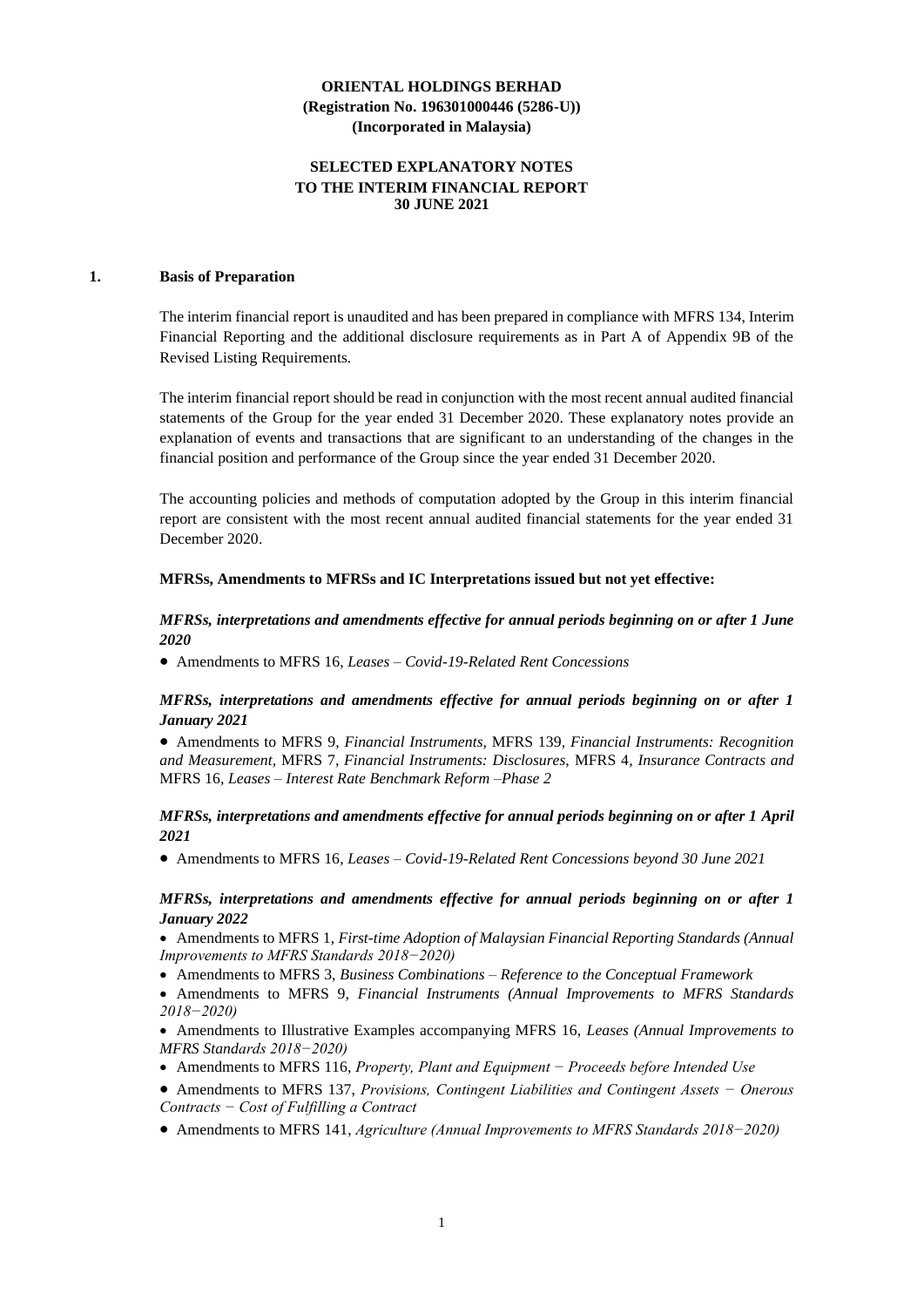**ORIENTAL HOLDINGS BERHAD**
**(Registration No. 196301000446 (5286-U))**
**(Incorporated in Malaysia)**

**SELECTED EXPLANATORY NOTES**
**TO THE INTERIM FINANCIAL REPORT**
**30 JUNE 2021**

## 1. Basis of Preparation

The interim financial report is unaudited and has been prepared in compliance with MFRS 134, Interim Financial Reporting and the additional disclosure requirements as in Part A of Appendix 9B of the Revised Listing Requirements.

The interim financial report should be read in conjunction with the most recent annual audited financial statements of the Group for the year ended 31 December 2020. These explanatory notes provide an explanation of events and transactions that are significant to an understanding of the changes in the financial position and performance of the Group since the year ended 31 December 2020.

The accounting policies and methods of computation adopted by the Group in this interim financial report are consistent with the most recent annual audited financial statements for the year ended 31 December 2020.

**MFRSs, Amendments to MFRSs and IC Interpretations issued but not yet effective:**

***MFRSs, interpretations and amendments effective for annual periods beginning on or after 1 June 2020***

- Amendments to MFRS 16, *Leases – Covid-19-Related Rent Concessions*

***MFRSs, interpretations and amendments effective for annual periods beginning on or after 1 January 2021***

- Amendments to MFRS 9, *Financial Instruments,* MFRS 139, *Financial Instruments: Recognition and Measurement,* MFRS 7, *Financial Instruments: Disclosures,* MFRS 4, *Insurance Contracts and* MFRS 16, *Leases – Interest Rate Benchmark Reform –Phase 2*

***MFRSs, interpretations and amendments effective for annual periods beginning on or after 1 April 2021***

- Amendments to MFRS 16, *Leases – Covid-19-Related Rent Concessions beyond 30 June 2021*

***MFRSs, interpretations and amendments effective for annual periods beginning on or after 1 January 2022***

- Amendments to MFRS 1, *First-time Adoption of Malaysian Financial Reporting Standards (Annual Improvements to MFRS Standards 2018−2020)*
- Amendments to MFRS 3, *Business Combinations – Reference to the Conceptual Framework*
- Amendments to MFRS 9, *Financial Instruments (Annual Improvements to MFRS Standards 2018−2020)*
- Amendments to Illustrative Examples accompanying MFRS 16, *Leases (Annual Improvements to MFRS Standards 2018−2020)*
- Amendments to MFRS 116, *Property, Plant and Equipment − Proceeds before Intended Use*
- Amendments to MFRS 137, *Provisions, Contingent Liabilities and Contingent Assets − Onerous Contracts − Cost of Fulfilling a Contract*
- Amendments to MFRS 141, *Agriculture (Annual Improvements to MFRS Standards 2018−2020)*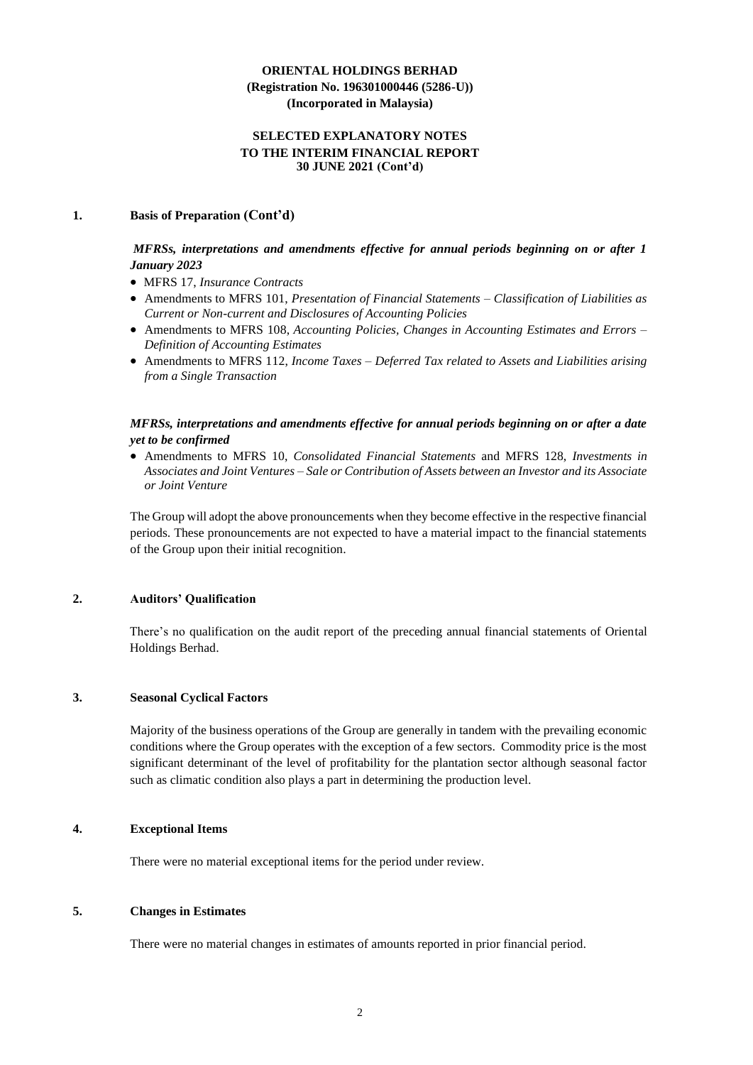**ORIENTAL HOLDINGS BERHAD**
**(Registration No. 196301000446 (5286-U))**
**(Incorporated in Malaysia)**

**SELECTED EXPLANATORY NOTES**
**TO THE INTERIM FINANCIAL REPORT**
**30 JUNE 2021 (Cont'd)**

## 1. Basis of Preparation (Cont'd)

***MFRSs, interpretations and amendments effective for annual periods beginning on or after 1 January 2023***

- MFRS 17, *Insurance Contracts*
- Amendments to MFRS 101, *Presentation of Financial Statements – Classification of Liabilities as Current or Non-current and Disclosures of Accounting Policies*
- Amendments to MFRS 108, *Accounting Policies, Changes in Accounting Estimates and Errors – Definition of Accounting Estimates*
- Amendments to MFRS 112, *Income Taxes – Deferred Tax related to Assets and Liabilities arising from a Single Transaction*

***MFRSs, interpretations and amendments effective for annual periods beginning on or after a date yet to be confirmed***

- Amendments to MFRS 10, *Consolidated Financial Statements* and MFRS 128, *Investments in Associates and Joint Ventures – Sale or Contribution of Assets between an Investor and its Associate or Joint Venture*

The Group will adopt the above pronouncements when they become effective in the respective financial periods. These pronouncements are not expected to have a material impact to the financial statements of the Group upon their initial recognition.

## 2. Auditors' Qualification

There's no qualification on the audit report of the preceding annual financial statements of Oriental Holdings Berhad.

## 3. Seasonal Cyclical Factors

Majority of the business operations of the Group are generally in tandem with the prevailing economic conditions where the Group operates with the exception of a few sectors. Commodity price is the most significant determinant of the level of profitability for the plantation sector although seasonal factor such as climatic condition also plays a part in determining the production level.

## 4. Exceptional Items

There were no material exceptional items for the period under review.

## 5. Changes in Estimates

There were no material changes in estimates of amounts reported in prior financial period.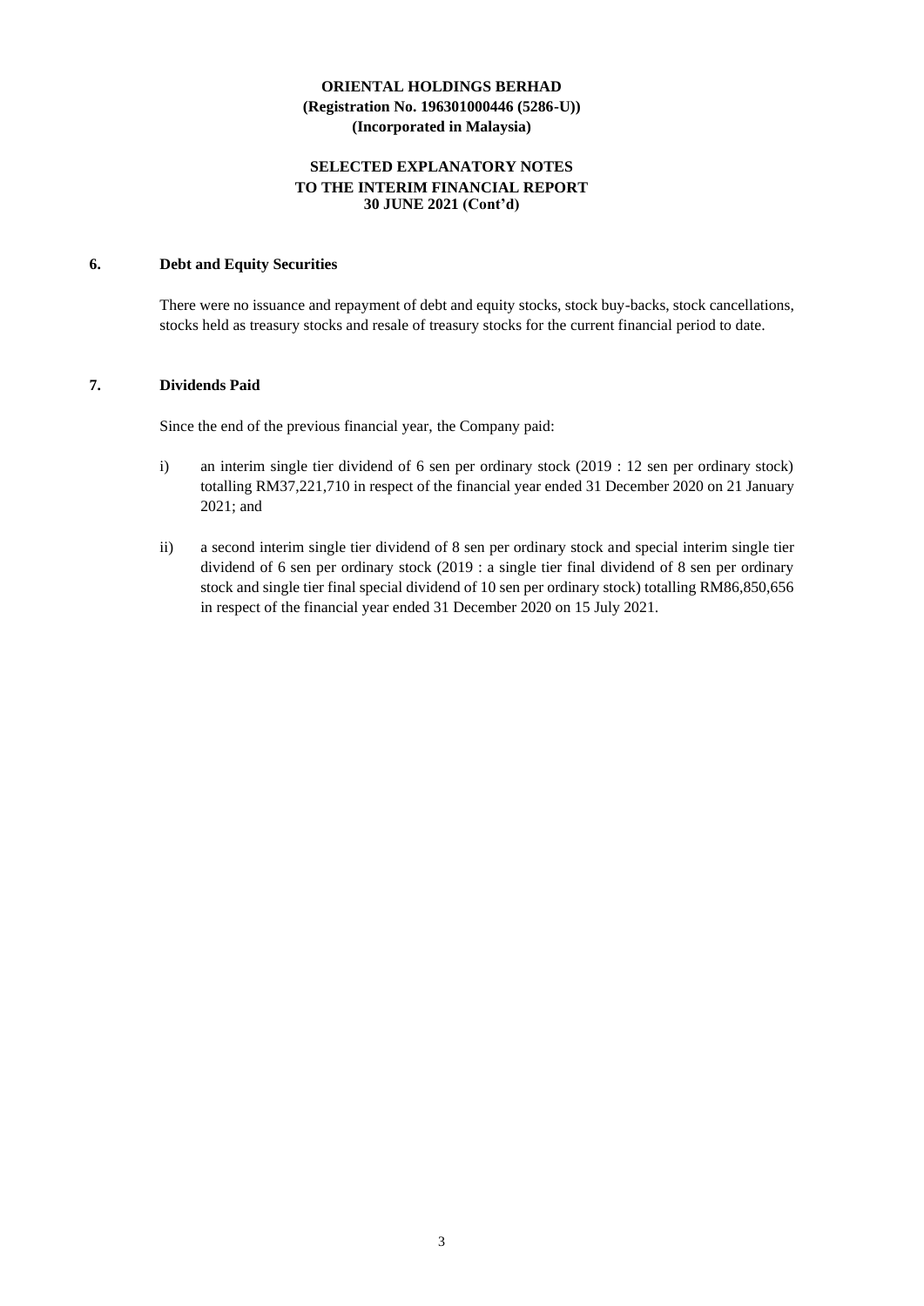**ORIENTAL HOLDINGS BERHAD**
**(Registration No. 196301000446 (5286-U))**
**(Incorporated in Malaysia)**

**SELECTED EXPLANATORY NOTES**
**TO THE INTERIM FINANCIAL REPORT**
**30 JUNE 2021 (Cont'd)**

## 6. Debt and Equity Securities

There were no issuance and repayment of debt and equity stocks, stock buy-backs, stock cancellations, stocks held as treasury stocks and resale of treasury stocks for the current financial period to date.

## 7. Dividends Paid

Since the end of the previous financial year, the Company paid:

i) an interim single tier dividend of 6 sen per ordinary stock (2019 : 12 sen per ordinary stock) totalling RM37,221,710 in respect of the financial year ended 31 December 2020 on 21 January 2021; and

ii) a second interim single tier dividend of 8 sen per ordinary stock and special interim single tier dividend of 6 sen per ordinary stock (2019 : a single tier final dividend of 8 sen per ordinary stock and single tier final special dividend of 10 sen per ordinary stock) totalling RM86,850,656 in respect of the financial year ended 31 December 2020 on 15 July 2021.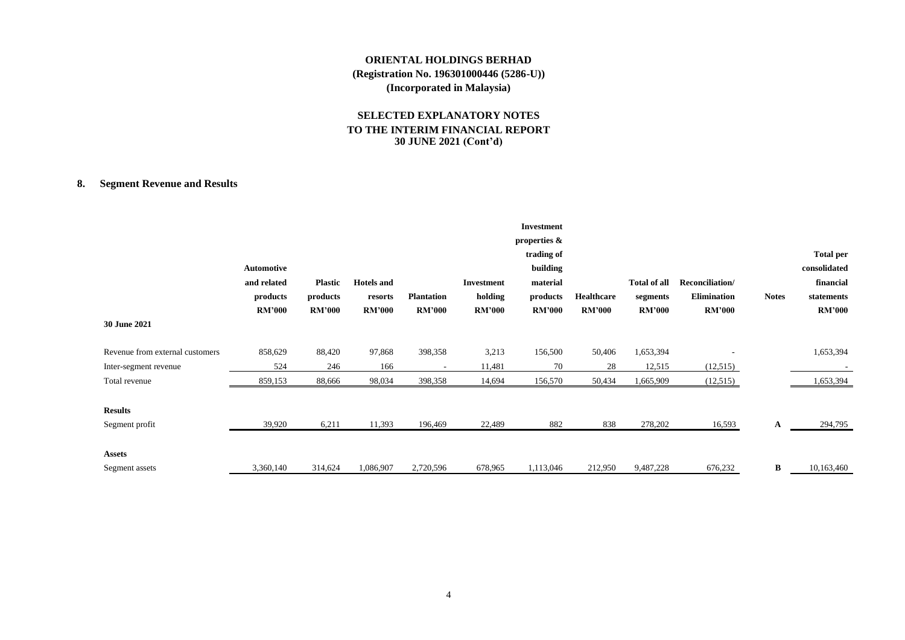# ORIENTAL HOLDINGS BERHAD
**(Registration No. 196301000446 (5286-U))**
**(Incorporated in Malaysia)**

## SELECTED EXPLANATORY NOTES TO THE INTERIM FINANCIAL REPORT 30 JUNE 2021 (Cont'd)

### 8. Segment Revenue and Results

| | Automotive and related products RM'000 | Plastic products RM'000 | Hotels and resorts RM'000 | Plantation RM'000 | Investment holding RM'000 | Investment properties & trading of building material products RM'000 | Healthcare RM'000 | Total of all segments RM'000 | Reconciliation/ Elimination RM'000 | Notes | Total per consolidated financial statements RM'000 |
|---|---|---|---|---|---|---|---|---|---|---|---|
| **30 June 2021** | | | | | | | | | | | |
| Revenue from external customers | 858,629 | 88,420 | 97,868 | 398,358 | 3,213 | 156,500 | 50,406 | 1,653,394 | - | | 1,653,394 |
| Inter-segment revenue | 524 | 246 | 166 | - | 11,481 | 70 | 28 | 12,515 | (12,515) | | - |
| Total revenue | 859,153 | 88,666 | 98,034 | 398,358 | 14,694 | 156,570 | 50,434 | 1,665,909 | (12,515) | | 1,653,394 |
| **Results** | | | | | | | | | | | |
| Segment profit | 39,920 | 6,211 | 11,393 | 196,469 | 22,489 | 882 | 838 | 278,202 | 16,593 | A | 294,795 |
| **Assets** | | | | | | | | | | | |
| Segment assets | 3,360,140 | 314,624 | 1,086,907 | 2,720,596 | 678,965 | 1,113,046 | 212,950 | 9,487,228 | 676,232 | B | 10,163,460 |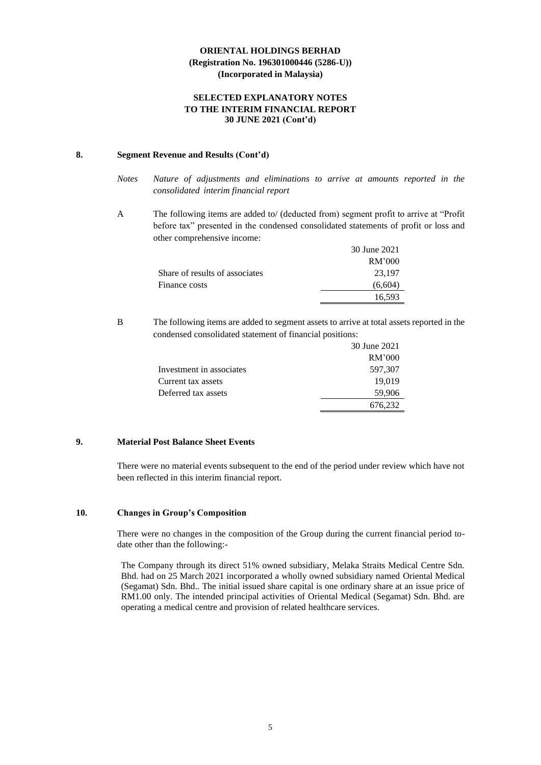**ORIENTAL HOLDINGS BERHAD**
**(Registration No. 196301000446 (5286-U))**
**(Incorporated in Malaysia)**

**SELECTED EXPLANATORY NOTES**
**TO THE INTERIM FINANCIAL REPORT**
**30 JUNE 2021 (Cont'd)**

## 8. Segment Revenue and Results (Cont'd)

*Notes* *Nature of adjustments and eliminations to arrive at amounts reported in the consolidated interim financial report*

A The following items are added to/ (deducted from) segment profit to arrive at "Profit before tax" presented in the condensed consolidated statements of profit or loss and other comprehensive income:

| | 30 June 2021 |
|---|---|
| | RM'000 |
| Share of results of associates | 23,197 |
| Finance costs | (6,604) |
| | 16,593 |

B The following items are added to segment assets to arrive at total assets reported in the condensed consolidated statement of financial positions:

| | 30 June 2021 |
|---|---|
| | RM'000 |
| Investment in associates | 597,307 |
| Current tax assets | 19,019 |
| Deferred tax assets | 59,906 |
| | 676,232 |

## 9. Material Post Balance Sheet Events

There were no material events subsequent to the end of the period under review which have not been reflected in this interim financial report.

## 10. Changes in Group's Composition

There were no changes in the composition of the Group during the current financial period to-date other than the following:-

The Company through its direct 51% owned subsidiary, Melaka Straits Medical Centre Sdn. Bhd. had on 25 March 2021 incorporated a wholly owned subsidiary named Oriental Medical (Segamat) Sdn. Bhd.. The initial issued share capital is one ordinary share at an issue price of RM1.00 only. The intended principal activities of Oriental Medical (Segamat) Sdn. Bhd. are operating a medical centre and provision of related healthcare services.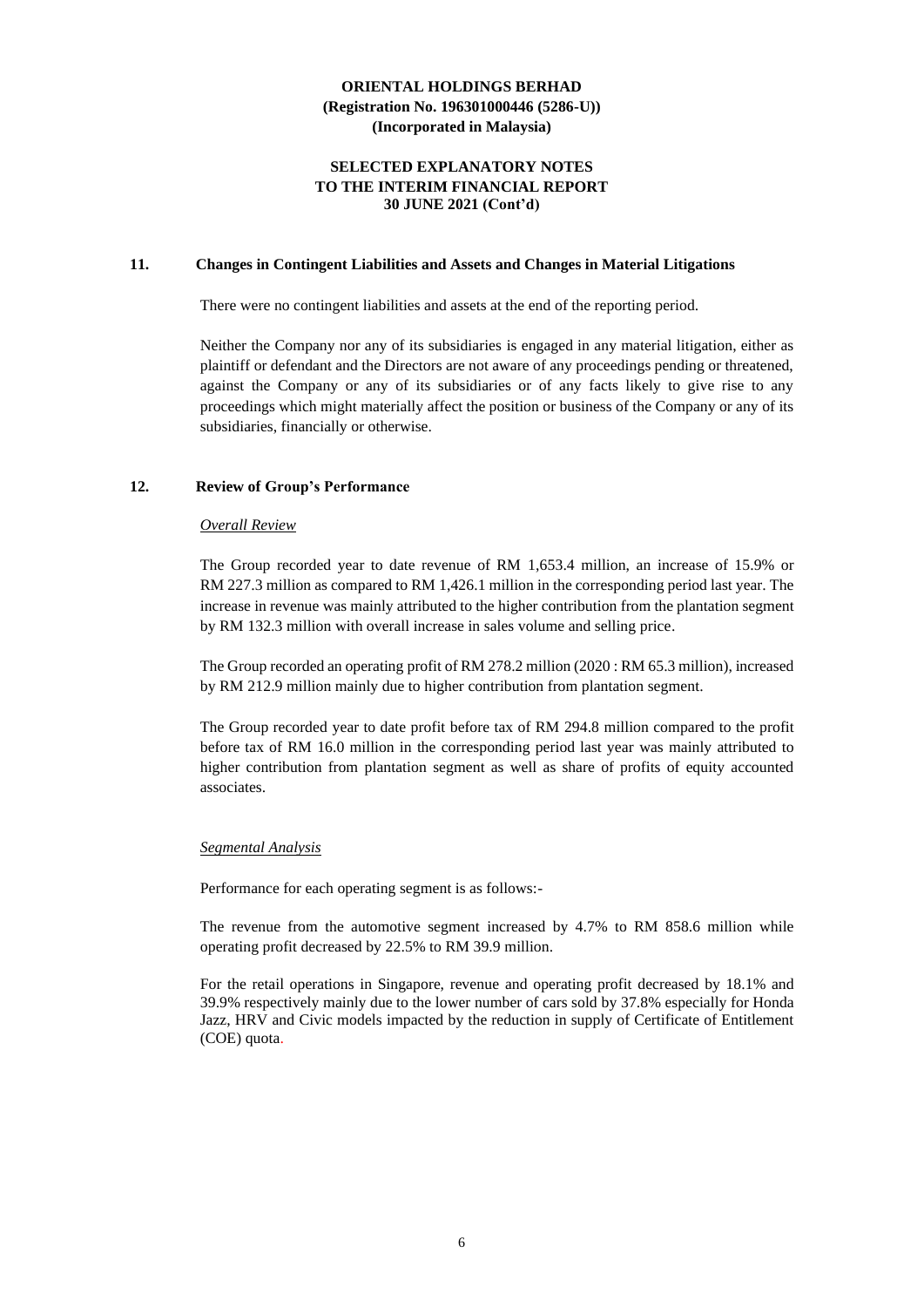**ORIENTAL HOLDINGS BERHAD**
**(Registration No. 196301000446 (5286-U))**
**(Incorporated in Malaysia)**

**SELECTED EXPLANATORY NOTES**
**TO THE INTERIM FINANCIAL REPORT**
**30 JUNE 2021 (Cont'd)**

## 11. Changes in Contingent Liabilities and Assets and Changes in Material Litigations

There were no contingent liabilities and assets at the end of the reporting period.

Neither the Company nor any of its subsidiaries is engaged in any material litigation, either as plaintiff or defendant and the Directors are not aware of any proceedings pending or threatened, against the Company or any of its subsidiaries or of any facts likely to give rise to any proceedings which might materially affect the position or business of the Company or any of its subsidiaries, financially or otherwise.

## 12. Review of Group's Performance

*Overall Review*

The Group recorded year to date revenue of RM 1,653.4 million, an increase of 15.9% or RM 227.3 million as compared to RM 1,426.1 million in the corresponding period last year. The increase in revenue was mainly attributed to the higher contribution from the plantation segment by RM 132.3 million with overall increase in sales volume and selling price.

The Group recorded an operating profit of RM 278.2 million (2020 : RM 65.3 million), increased by RM 212.9 million mainly due to higher contribution from plantation segment.

The Group recorded year to date profit before tax of RM 294.8 million compared to the profit before tax of RM 16.0 million in the corresponding period last year was mainly attributed to higher contribution from plantation segment as well as share of profits of equity accounted associates.

*Segmental Analysis*

Performance for each operating segment is as follows:-

The revenue from the automotive segment increased by 4.7% to RM 858.6 million while operating profit decreased by 22.5% to RM 39.9 million.

For the retail operations in Singapore, revenue and operating profit decreased by 18.1% and 39.9% respectively mainly due to the lower number of cars sold by 37.8% especially for Honda Jazz, HRV and Civic models impacted by the reduction in supply of Certificate of Entitlement (COE) quota.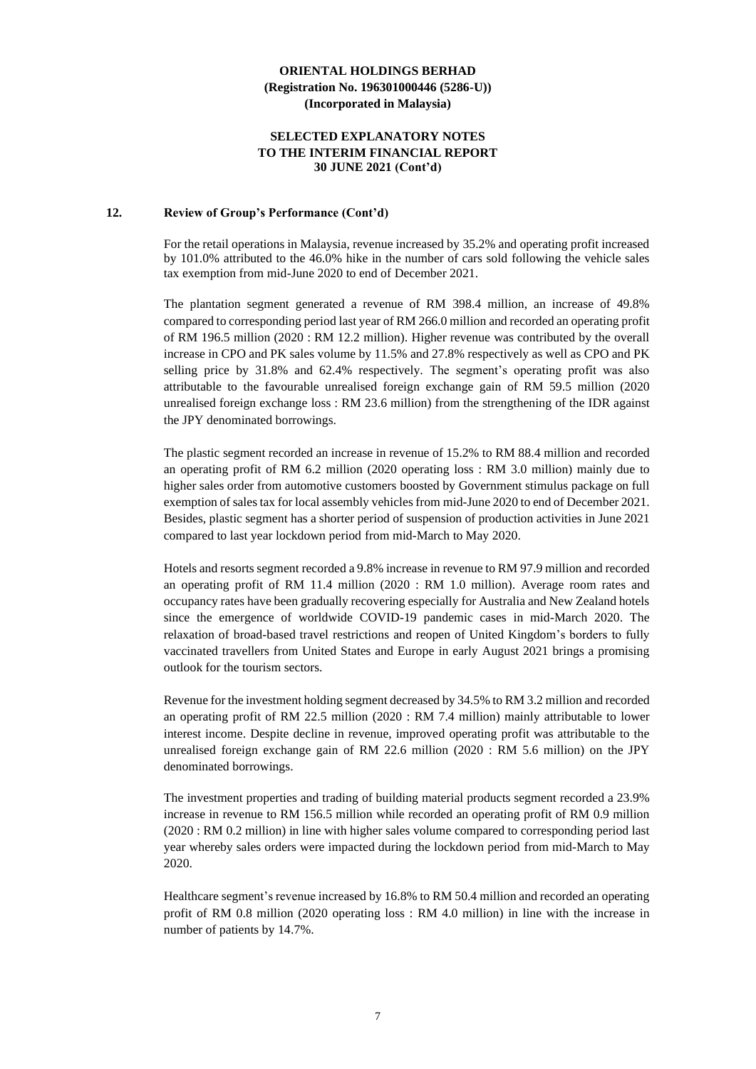**ORIENTAL HOLDINGS BERHAD**
**(Registration No. 196301000446 (5286-U))**
**(Incorporated in Malaysia)**

**SELECTED EXPLANATORY NOTES**
**TO THE INTERIM FINANCIAL REPORT**
**30 JUNE 2021 (Cont'd)**

## 12. Review of Group's Performance (Cont'd)

For the retail operations in Malaysia, revenue increased by 35.2% and operating profit increased by 101.0% attributed to the 46.0% hike in the number of cars sold following the vehicle sales tax exemption from mid-June 2020 to end of December 2021.

The plantation segment generated a revenue of RM 398.4 million, an increase of 49.8% compared to corresponding period last year of RM 266.0 million and recorded an operating profit of RM 196.5 million (2020 : RM 12.2 million). Higher revenue was contributed by the overall increase in CPO and PK sales volume by 11.5% and 27.8% respectively as well as CPO and PK selling price by 31.8% and 62.4% respectively. The segment's operating profit was also attributable to the favourable unrealised foreign exchange gain of RM 59.5 million (2020 unrealised foreign exchange loss : RM 23.6 million) from the strengthening of the IDR against the JPY denominated borrowings.

The plastic segment recorded an increase in revenue of 15.2% to RM 88.4 million and recorded an operating profit of RM 6.2 million (2020 operating loss : RM 3.0 million) mainly due to higher sales order from automotive customers boosted by Government stimulus package on full exemption of sales tax for local assembly vehicles from mid-June 2020 to end of December 2021. Besides, plastic segment has a shorter period of suspension of production activities in June 2021 compared to last year lockdown period from mid-March to May 2020.

Hotels and resorts segment recorded a 9.8% increase in revenue to RM 97.9 million and recorded an operating profit of RM 11.4 million (2020 : RM 1.0 million). Average room rates and occupancy rates have been gradually recovering especially for Australia and New Zealand hotels since the emergence of worldwide COVID-19 pandemic cases in mid-March 2020. The relaxation of broad-based travel restrictions and reopen of United Kingdom's borders to fully vaccinated travellers from United States and Europe in early August 2021 brings a promising outlook for the tourism sectors.

Revenue for the investment holding segment decreased by 34.5% to RM 3.2 million and recorded an operating profit of RM 22.5 million (2020 : RM 7.4 million) mainly attributable to lower interest income. Despite decline in revenue, improved operating profit was attributable to the unrealised foreign exchange gain of RM 22.6 million (2020 : RM 5.6 million) on the JPY denominated borrowings.

The investment properties and trading of building material products segment recorded a 23.9% increase in revenue to RM 156.5 million while recorded an operating profit of RM 0.9 million (2020 : RM 0.2 million) in line with higher sales volume compared to corresponding period last year whereby sales orders were impacted during the lockdown period from mid-March to May 2020.

Healthcare segment's revenue increased by 16.8% to RM 50.4 million and recorded an operating profit of RM 0.8 million (2020 operating loss : RM 4.0 million) in line with the increase in number of patients by 14.7%.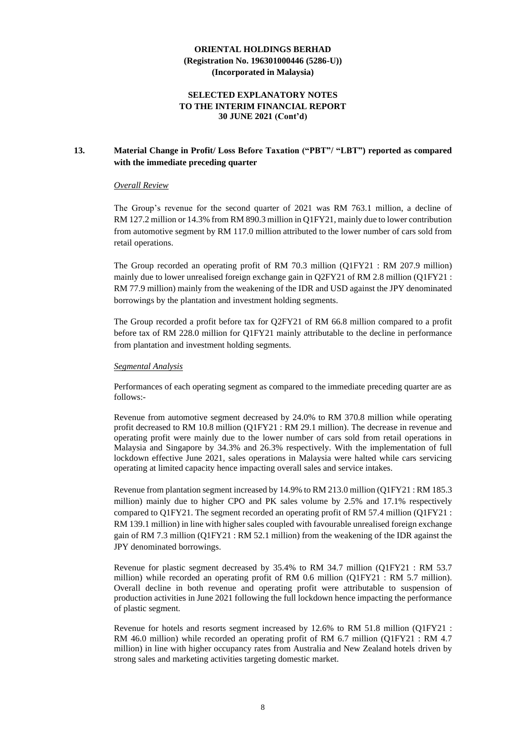**ORIENTAL HOLDINGS BERHAD**
**(Registration No. 196301000446 (5286-U))**
**(Incorporated in Malaysia)**

**SELECTED EXPLANATORY NOTES**
**TO THE INTERIM FINANCIAL REPORT**
**30 JUNE 2021 (Cont'd)**

## 13. Material Change in Profit/ Loss Before Taxation ("PBT"/ "LBT") reported as compared with the immediate preceding quarter

*Overall Review*

The Group's revenue for the second quarter of 2021 was RM 763.1 million, a decline of RM 127.2 million or 14.3% from RM 890.3 million in Q1FY21, mainly due to lower contribution from automotive segment by RM 117.0 million attributed to the lower number of cars sold from retail operations.

The Group recorded an operating profit of RM 70.3 million (Q1FY21 : RM 207.9 million) mainly due to lower unrealised foreign exchange gain in Q2FY21 of RM 2.8 million (Q1FY21 : RM 77.9 million) mainly from the weakening of the IDR and USD against the JPY denominated borrowings by the plantation and investment holding segments.

The Group recorded a profit before tax for Q2FY21 of RM 66.8 million compared to a profit before tax of RM 228.0 million for Q1FY21 mainly attributable to the decline in performance from plantation and investment holding segments.

*Segmental Analysis*

Performances of each operating segment as compared to the immediate preceding quarter are as follows:-

Revenue from automotive segment decreased by 24.0% to RM 370.8 million while operating profit decreased to RM 10.8 million (Q1FY21 : RM 29.1 million). The decrease in revenue and operating profit were mainly due to the lower number of cars sold from retail operations in Malaysia and Singapore by 34.3% and 26.3% respectively. With the implementation of full lockdown effective June 2021, sales operations in Malaysia were halted while cars servicing operating at limited capacity hence impacting overall sales and service intakes.

Revenue from plantation segment increased by 14.9% to RM 213.0 million (Q1FY21 : RM 185.3 million) mainly due to higher CPO and PK sales volume by 2.5% and 17.1% respectively compared to Q1FY21. The segment recorded an operating profit of RM 57.4 million (Q1FY21 : RM 139.1 million) in line with higher sales coupled with favourable unrealised foreign exchange gain of RM 7.3 million (Q1FY21 : RM 52.1 million) from the weakening of the IDR against the JPY denominated borrowings.

Revenue for plastic segment decreased by 35.4% to RM 34.7 million (Q1FY21 : RM 53.7 million) while recorded an operating profit of RM 0.6 million (Q1FY21 : RM 5.7 million). Overall decline in both revenue and operating profit were attributable to suspension of production activities in June 2021 following the full lockdown hence impacting the performance of plastic segment.

Revenue for hotels and resorts segment increased by 12.6% to RM 51.8 million (Q1FY21 : RM 46.0 million) while recorded an operating profit of RM 6.7 million (Q1FY21 : RM 4.7 million) in line with higher occupancy rates from Australia and New Zealand hotels driven by strong sales and marketing activities targeting domestic market.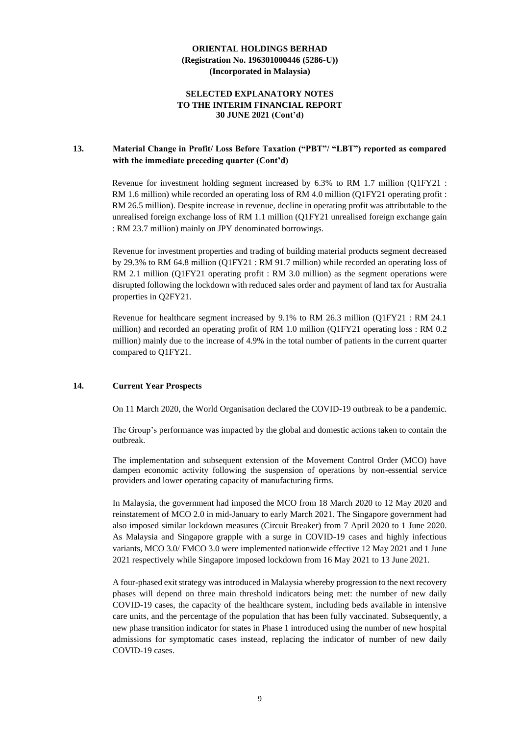**ORIENTAL HOLDINGS BERHAD**
**(Registration No. 196301000446 (5286-U))**
**(Incorporated in Malaysia)**

**SELECTED EXPLANATORY NOTES**
**TO THE INTERIM FINANCIAL REPORT**
**30 JUNE 2021 (Cont'd)**

## 13. Material Change in Profit/ Loss Before Taxation ("PBT"/ "LBT") reported as compared with the immediate preceding quarter (Cont'd)

Revenue for investment holding segment increased by 6.3% to RM 1.7 million (Q1FY21 : RM 1.6 million) while recorded an operating loss of RM 4.0 million (Q1FY21 operating profit : RM 26.5 million). Despite increase in revenue, decline in operating profit was attributable to the unrealised foreign exchange loss of RM 1.1 million (Q1FY21 unrealised foreign exchange gain : RM 23.7 million) mainly on JPY denominated borrowings.

Revenue for investment properties and trading of building material products segment decreased by 29.3% to RM 64.8 million (Q1FY21 : RM 91.7 million) while recorded an operating loss of RM 2.1 million (Q1FY21 operating profit : RM 3.0 million) as the segment operations were disrupted following the lockdown with reduced sales order and payment of land tax for Australia properties in Q2FY21.

Revenue for healthcare segment increased by 9.1% to RM 26.3 million (Q1FY21 : RM 24.1 million) and recorded an operating profit of RM 1.0 million (Q1FY21 operating loss : RM 0.2 million) mainly due to the increase of 4.9% in the total number of patients in the current quarter compared to Q1FY21.

## 14. Current Year Prospects

On 11 March 2020, the World Organisation declared the COVID-19 outbreak to be a pandemic.

The Group's performance was impacted by the global and domestic actions taken to contain the outbreak.

The implementation and subsequent extension of the Movement Control Order (MCO) have dampen economic activity following the suspension of operations by non-essential service providers and lower operating capacity of manufacturing firms.

In Malaysia, the government had imposed the MCO from 18 March 2020 to 12 May 2020 and reinstatement of MCO 2.0 in mid-January to early March 2021. The Singapore government had also imposed similar lockdown measures (Circuit Breaker) from 7 April 2020 to 1 June 2020. As Malaysia and Singapore grapple with a surge in COVID-19 cases and highly infectious variants, MCO 3.0/ FMCO 3.0 were implemented nationwide effective 12 May 2021 and 1 June 2021 respectively while Singapore imposed lockdown from 16 May 2021 to 13 June 2021.

A four-phased exit strategy was introduced in Malaysia whereby progression to the next recovery phases will depend on three main threshold indicators being met: the number of new daily COVID-19 cases, the capacity of the healthcare system, including beds available in intensive care units, and the percentage of the population that has been fully vaccinated. Subsequently, a new phase transition indicator for states in Phase 1 introduced using the number of new hospital admissions for symptomatic cases instead, replacing the indicator of number of new daily COVID-19 cases.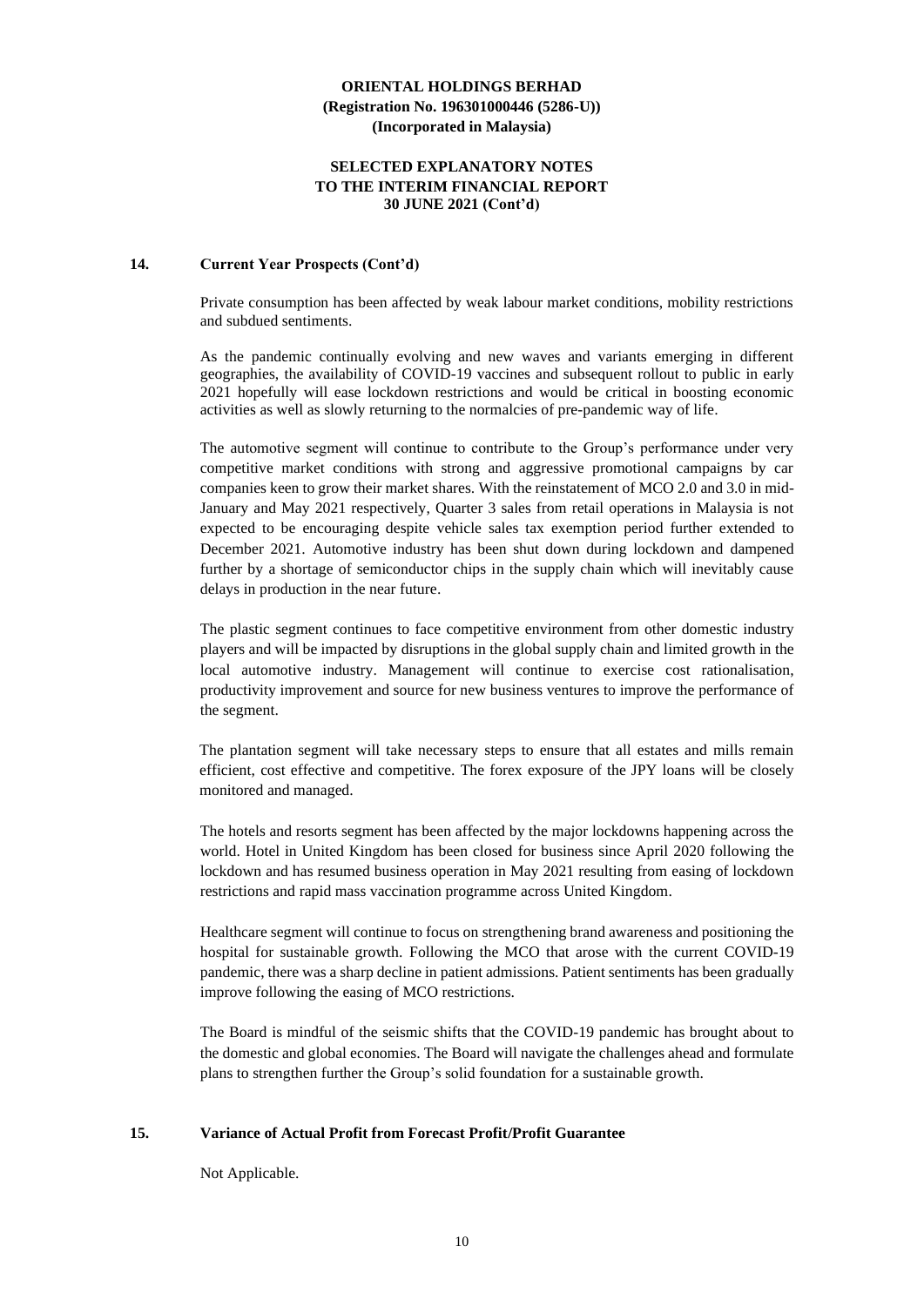## 14. Current Year Prospects (Cont'd)

Private consumption has been affected by weak labour market conditions, mobility restrictions and subdued sentiments.

As the pandemic continually evolving and new waves and variants emerging in different geographies, the availability of COVID-19 vaccines and subsequent rollout to public in early 2021 hopefully will ease lockdown restrictions and would be critical in boosting economic activities as well as slowly returning to the normalcies of pre-pandemic way of life.

The automotive segment will continue to contribute to the Group's performance under very competitive market conditions with strong and aggressive promotional campaigns by car companies keen to grow their market shares. With the reinstatement of MCO 2.0 and 3.0 in mid-January and May 2021 respectively, Quarter 3 sales from retail operations in Malaysia is not expected to be encouraging despite vehicle sales tax exemption period further extended to December 2021. Automotive industry has been shut down during lockdown and dampened further by a shortage of semiconductor chips in the supply chain which will inevitably cause delays in production in the near future.

The plastic segment continues to face competitive environment from other domestic industry players and will be impacted by disruptions in the global supply chain and limited growth in the local automotive industry. Management will continue to exercise cost rationalisation, productivity improvement and source for new business ventures to improve the performance of the segment.

The plantation segment will take necessary steps to ensure that all estates and mills remain efficient, cost effective and competitive. The forex exposure of the JPY loans will be closely monitored and managed.

The hotels and resorts segment has been affected by the major lockdowns happening across the world. Hotel in United Kingdom has been closed for business since April 2020 following the lockdown and has resumed business operation in May 2021 resulting from easing of lockdown restrictions and rapid mass vaccination programme across United Kingdom.

Healthcare segment will continue to focus on strengthening brand awareness and positioning the hospital for sustainable growth. Following the MCO that arose with the current COVID-19 pandemic, there was a sharp decline in patient admissions. Patient sentiments has been gradually improve following the easing of MCO restrictions.

The Board is mindful of the seismic shifts that the COVID-19 pandemic has brought about to the domestic and global economies. The Board will navigate the challenges ahead and formulate plans to strengthen further the Group's solid foundation for a sustainable growth.

## 15. Variance of Actual Profit from Forecast Profit/Profit Guarantee

Not Applicable.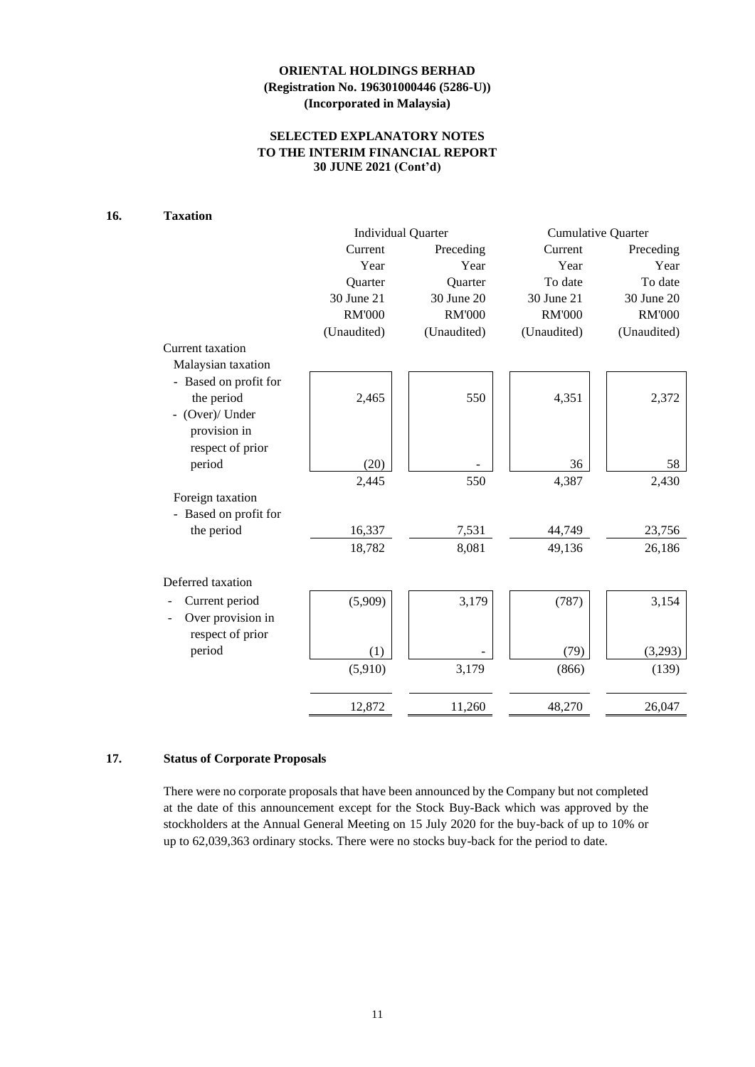**ORIENTAL HOLDINGS BERHAD**
**(Registration No. 196301000446 (5286-U))**
**(Incorporated in Malaysia)**

**SELECTED EXPLANATORY NOTES**
**TO THE INTERIM FINANCIAL REPORT**
**30 JUNE 2021 (Cont'd)**

**16. Taxation**

| | Individual Quarter | | Cumulative Quarter | |
|---|---|---|---|---|
| | Current Year Quarter | Preceding Year Quarter | Current Year To date | Preceding Year To date |
| | 30 June 21 | 30 June 20 | 30 June 21 | 30 June 20 |
| | RM'000 | RM'000 | RM'000 | RM'000 |
| | (Unaudited) | (Unaudited) | (Unaudited) | (Unaudited) |
| Current taxation | | | | |
| Malaysian taxation | | | | |
| - Based on profit for the period | 2,465 | 550 | 4,351 | 2,372 |
| - (Over)/ Under provision in respect of prior period | (20) | - | 36 | 58 |
| | 2,445 | 550 | 4,387 | 2,430 |
| Foreign taxation | | | | |
| - Based on profit for the period | 16,337 | 7,531 | 44,749 | 23,756 |
| | 18,782 | 8,081 | 49,136 | 26,186 |
| Deferred taxation | | | | |
| - Current period | (5,909) | 3,179 | (787) | 3,154 |
| - Over provision in respect of prior period | (1) | - | (79) | (3,293) |
| | (5,910) | 3,179 | (866) | (139) |
| | 12,872 | 11,260 | 48,270 | 26,047 |

**17. Status of Corporate Proposals**

There were no corporate proposals that have been announced by the Company but not completed at the date of this announcement except for the Stock Buy-Back which was approved by the stockholders at the Annual General Meeting on 15 July 2020 for the buy-back of up to 10% or up to 62,039,363 ordinary stocks. There were no stocks buy-back for the period to date.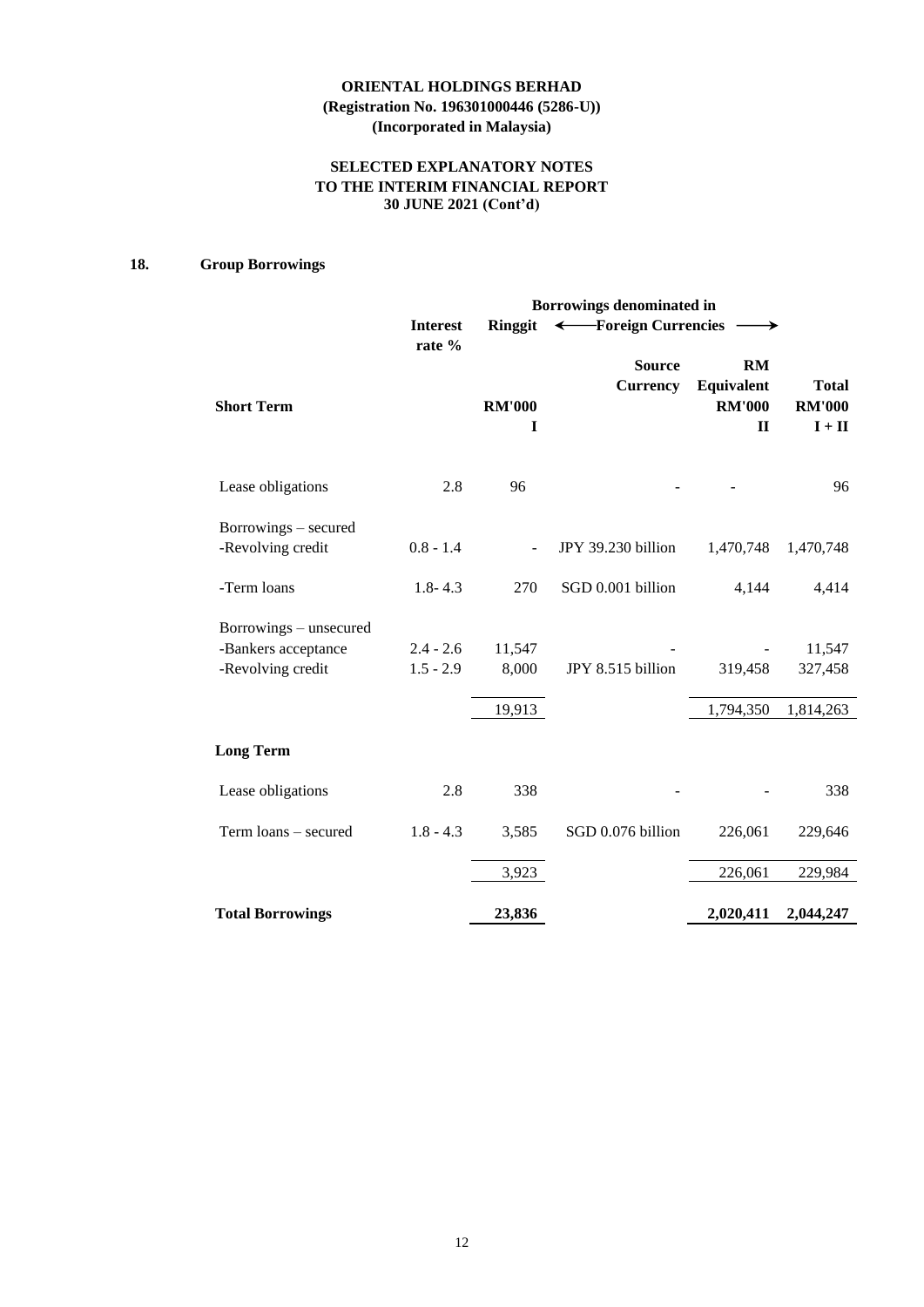ORIENTAL HOLDINGS BERHAD
(Registration No. 196301000446 (5286-U))
(Incorporated in Malaysia)

SELECTED EXPLANATORY NOTES
TO THE INTERIM FINANCIAL REPORT
30 JUNE 2021 (Cont'd)

## 18. Group Borrowings

| | Interest rate % | Borrowings denominated in Ringgit | Foreign Currencies | | |
|---|---|---|---|---|---|
| | | | Source Currency | RM Equivalent | Total |
| **Short Term** | | **RM'000** | | **RM'000** | **RM'000** |
| | | **I** | | **II** | **I + II** |
| Lease obligations | 2.8 | 96 | - | - | 96 |
| Borrowings – secured | | | | | |
| -Revolving credit | 0.8 - 1.4 | - | JPY 39.230 billion | 1,470,748 | 1,470,748 |
| -Term loans | 1.8- 4.3 | 270 | SGD 0.001 billion | 4,144 | 4,414 |
| Borrowings – unsecured | | | | | |
| -Bankers acceptance | 2.4 - 2.6 | 11,547 | - | - | 11,547 |
| -Revolving credit | 1.5 - 2.9 | 8,000 | JPY 8.515 billion | 319,458 | 327,458 |
| | | 19,913 | | 1,794,350 | 1,814,263 |
| **Long Term** | | | | | |
| Lease obligations | 2.8 | 338 | - | - | 338 |
| Term loans – secured | 1.8 - 4.3 | 3,585 | SGD 0.076 billion | 226,061 | 229,646 |
| | | 3,923 | | 226,061 | 229,984 |
| **Total Borrowings** | | **23,836** | | **2,020,411** | **2,044,247** |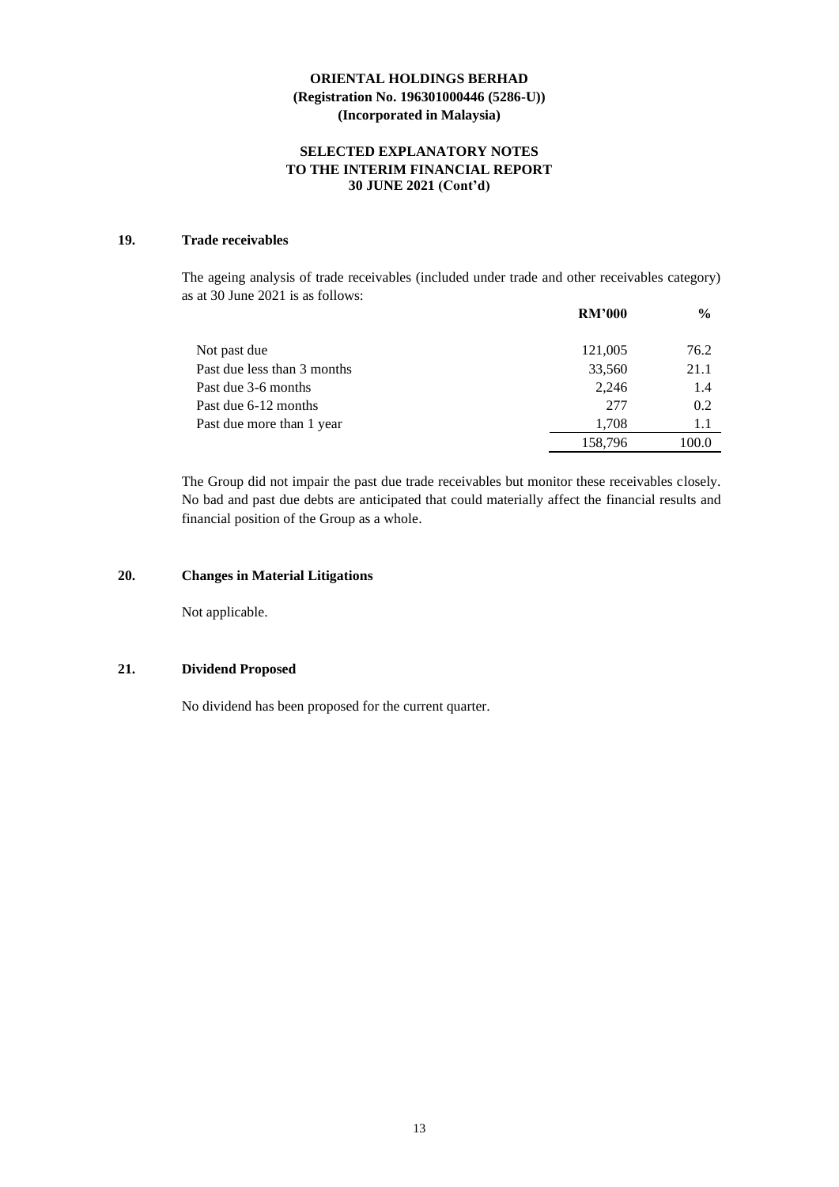**ORIENTAL HOLDINGS BERHAD**
**(Registration No. 196301000446 (5286-U))**
**(Incorporated in Malaysia)**

**SELECTED EXPLANATORY NOTES**
**TO THE INTERIM FINANCIAL REPORT**
**30 JUNE 2021 (Cont'd)**

## 19. Trade receivables

The ageing analysis of trade receivables (included under trade and other receivables category) as at 30 June 2021 is as follows:

| | RM'000 | % |
|---|---|---|
| Not past due | 121,005 | 76.2 |
| Past due less than 3 months | 33,560 | 21.1 |
| Past due 3-6 months | 2,246 | 1.4 |
| Past due 6-12 months | 277 | 0.2 |
| Past due more than 1 year | 1,708 | 1.1 |
| | 158,796 | 100.0 |

The Group did not impair the past due trade receivables but monitor these receivables closely. No bad and past due debts are anticipated that could materially affect the financial results and financial position of the Group as a whole.

## 20. Changes in Material Litigations

Not applicable.

## 21. Dividend Proposed

No dividend has been proposed for the current quarter.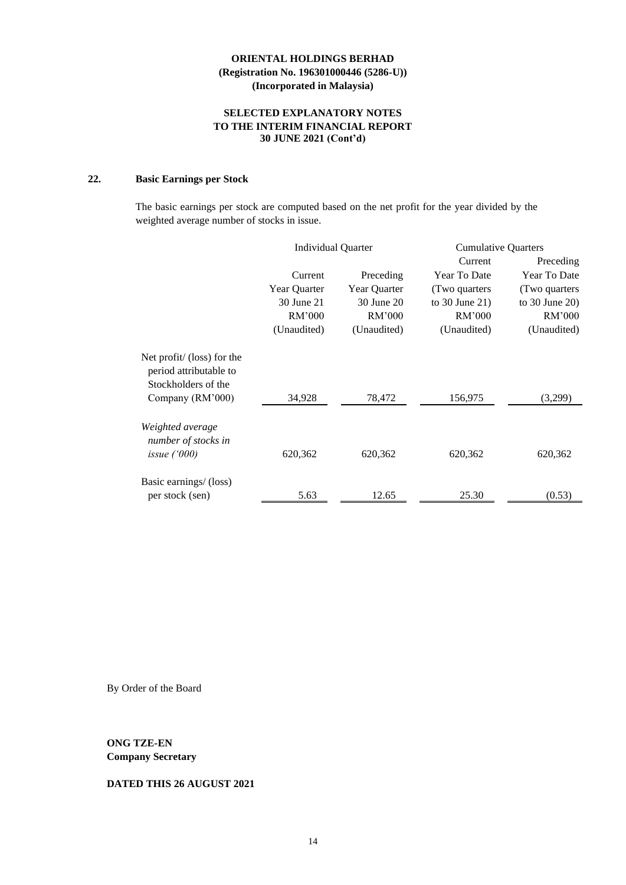**ORIENTAL HOLDINGS BERHAD**
**(Registration No. 196301000446 (5286-U))**
**(Incorporated in Malaysia)**

**SELECTED EXPLANATORY NOTES**
**TO THE INTERIM FINANCIAL REPORT**
**30 JUNE 2021 (Cont'd)**

## 22. Basic Earnings per Stock

The basic earnings per stock are computed based on the net profit for the year divided by the weighted average number of stocks in issue.

| | Individual Quarter | | Cumulative Quarters | |
|---|---|---|---|---|
| | Current Year Quarter 30 June 21 RM'000 (Unaudited) | Preceding Year Quarter 30 June 20 RM'000 (Unaudited) | Current Year To Date (Two quarters to 30 June 21) RM'000 (Unaudited) | Preceding Year To Date (Two quarters to 30 June 20) RM'000 (Unaudited) |
| Net profit/ (loss) for the period attributable to Stockholders of the Company (RM'000) | 34,928 | 78,472 | 156,975 | (3,299) |
| *Weighted average number of stocks in issue ('000)* | 620,362 | 620,362 | 620,362 | 620,362 |
| Basic earnings/ (loss) per stock (sen) | 5.63 | 12.65 | 25.30 | (0.53) |

By Order of the Board

**ONG TZE-EN**
**Company Secretary**

**DATED THIS 26 AUGUST 2021**